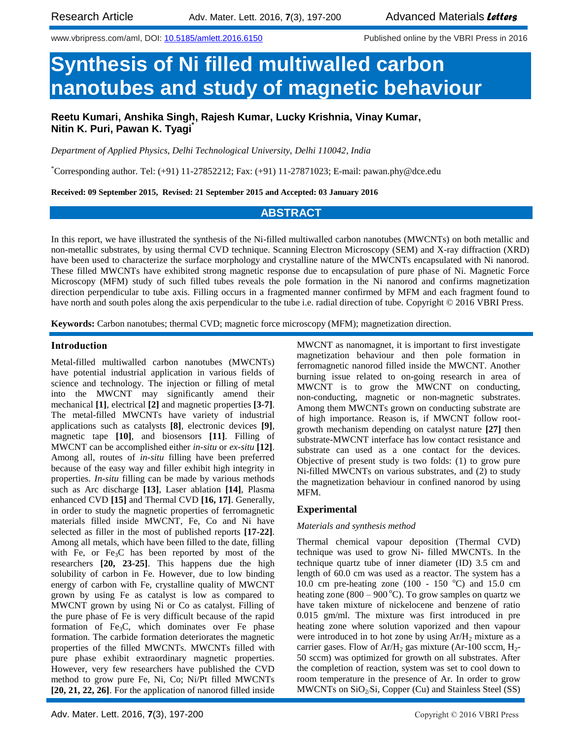# Synthesis of Ni filled multiwalled carbon nanotubes and study of magnetic behaviour

**Reetu Kumari, Anshika Singh, Rajesh Kumar, Lucky Krishnia, Vinay Kumar, Nitin K. Puri, Pawan K. Tyagi***

*Department of Applied Physics, Delhi Technological University, Delhi 110042, India*

*Corresponding author. Tel: (+91) 11-27852212; Fax: (+91) 11-27871023; E-mail: pawan.phy@dce.edu

**Received: 09 September 2015, Revised: 21 September 2015 and Accepted: 03 January 2016**

## ABSTRACT

In this report, we have illustrated the synthesis of the Ni-filled multiwalled carbon nanotubes (MWCNTs) on both metallic and non-metallic substrates, by using thermal CVD technique. Scanning Electron Microscopy (SEM) and X-ray diffraction (XRD) have been used to characterize the surface morphology and crystalline nature of the MWCNTs encapsulated with Ni nanorod. These filled MWCNTs have exhibited strong magnetic response due to encapsulation of pure phase of Ni. Magnetic Force Microscopy (MFM) study of such filled tubes reveals the pole formation in the Ni nanorod and confirms magnetization direction perpendicular to tube axis. Filling occurs in a fragmented manner confirmed by MFM and each fragment found to have north and south poles along the axis perpendicular to the tube i.e. radial direction of tube. Copyright © 2016 VBRI Press.

**Keywords:** Carbon nanotubes; thermal CVD; magnetic force microscopy (MFM); magnetization direction.

## Introduction

Metal-filled multiwalled carbon nanotubes (MWCNTs) have potential industrial application in various fields of science and technology. The injection or filling of metal into the MWCNT may significantly amend their mechanical **[1]**, electrical **[2]** and magnetic properties **[3-7]**. The metal-filled MWCNTs have variety of industrial applications such as catalysts **[8]**, electronic devices **[9]**, magnetic tape **[10]**, and biosensors **[11]**. Filling of MWCNT can be accomplished either *in-situ* or *ex-situ* **[12]**. Among all, routes of *in-situ* filling have been preferred because of the easy way and filler exhibit high integrity in properties. *In-situ* filling can be made by various methods such as Arc discharge **[13]**, Laser ablation **[14]**, Plasma enhanced CVD **[15]** and Thermal CVD **[16, 17]**. Generally, in order to study the magnetic properties of ferromagnetic materials filled inside MWCNT, Fe, Co and Ni have selected as filler in the most of published reports **[17-22]**. Among all metals, which have been filled to the date, filling with Fe, or $Fe_3C$ has been reported by most of the researchers **[20, 23-25]**. This happens due the high solubility of carbon in Fe. However, due to low binding energy of carbon with Fe, crystalline quality of MWCNT grown by using Fe as catalyst is low as compared to MWCNT grown by using Ni or Co as catalyst. Filling of the pure phase of Fe is very difficult because of the rapid formation of $Fe_3C$, which dominates over Fe phase formation. The carbide formation deteriorates the magnetic properties of the filled MWCNTs. MWCNTs filled with pure phase exhibit extraordinary magnetic properties. However, very few researchers have published the CVD method to grow pure Fe, Ni, Co; Ni/Pt filled MWCNTs **[20, 21, 22, 26]**. For the application of nanorod filled inside MWCNT as nanomagnet, it is important to first investigate magnetization behaviour and then pole formation in ferromagnetic nanorod filled inside the MWCNT. Another burning issue related to on-going research in area of MWCNT is to grow the MWCNT on conducting, non-conducting, magnetic or non-magnetic substrates. Among them MWCNTs grown on conducting substrate are of high importance. Reason is, if MWCNT follow root-growth mechanism depending on catalyst nature **[27]** then substrate-MWCNT interface has low contact resistance and substrate can used as a one contact for the devices. Objective of present study is two folds: (1) to grow pure Ni-filled MWCNTs on various substrates, and (2) to study the magnetization behaviour in confined nanorod by using MFM.

## Experimental

### *Materials and synthesis method*

Thermal chemical vapour deposition (Thermal CVD) technique was used to grow Ni- filled MWCNTs. In the technique quartz tube of inner diameter (ID) 3.5 cm and length of 60.0 cm was used as a reactor. The system has a 10.0 cm pre-heating zone (100 - 150 °C) and 15.0 cm heating zone (800 – 900 °C). To grow samples on quartz we have taken mixture of nickelocene and benzene of ratio 0.015 gm/ml. The mixture was first introduced in pre heating zone where solution vaporized and then vapour were introduced in to hot zone by using $Ar/H_2$ mixture as a carrier gases. Flow of $Ar/H_2$ gas mixture (Ar-100 sccm, $H_2$-50 sccm) was optimized for growth on all substrates. After the completion of reaction, system was set to cool down to room temperature in the presence of Ar. In order to grow MWCNTs on $SiO_2$/Si, Copper (Cu) and Stainless Steel (SS)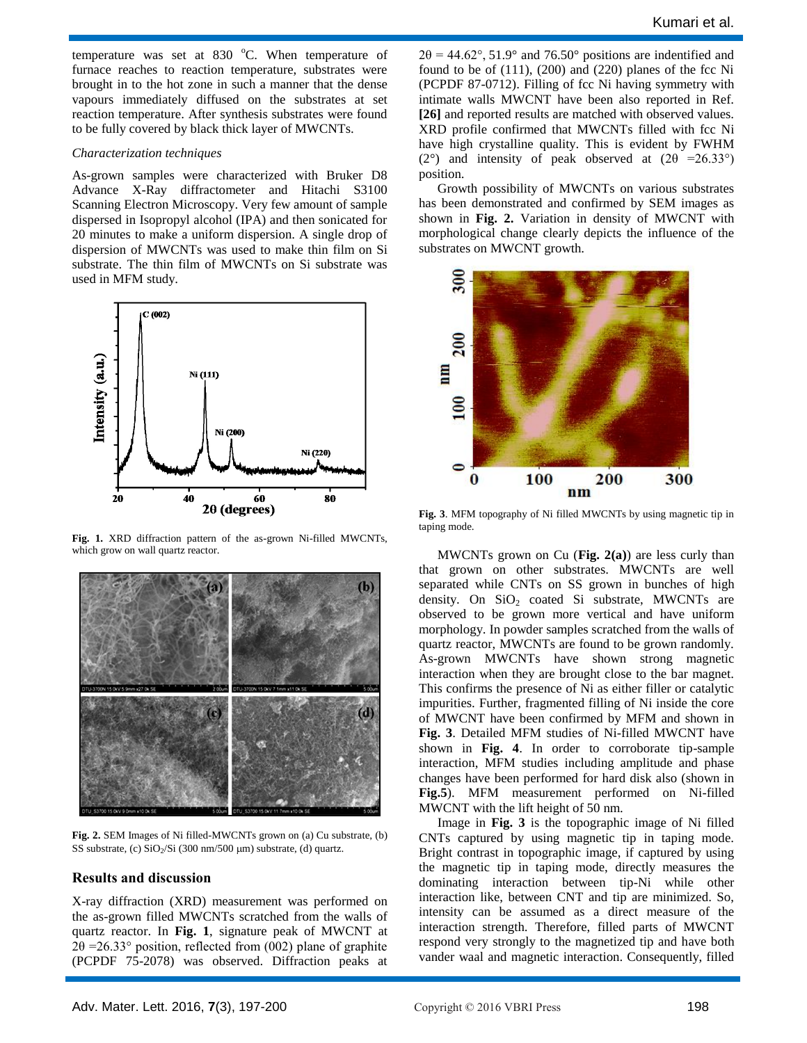temperature was set at 830 °C. When temperature of furnace reaches to reaction temperature, substrates were brought in to the hot zone in such a manner that the dense vapours immediately diffused on the substrates at set reaction temperature. After synthesis substrates were found to be fully covered by black thick layer of MWCNTs.

*Characterization techniques*

As-grown samples were characterized with Bruker D8 Advance X-Ray diffractometer and Hitachi S3100 Scanning Electron Microscopy. Very few amount of sample dispersed in Isopropyl alcohol (IPA) and then sonicated for 20 minutes to make a uniform dispersion. A single drop of dispersion of MWCNTs was used to make thin film on Si substrate. The thin film of MWCNTs on Si substrate was used in MFM study.

**Fig. 1.** XRD diffraction pattern of the as-grown Ni-filled MWCNTs, which grow on wall quartz reactor.

**Fig. 2.** SEM Images of Ni filled-MWCNTs grown on (a) Cu substrate, (b) SS substrate, (c) $SiO_2$/Si (300 nm/500 μm) substrate, (d) quartz.

## Results and discussion

X-ray diffraction (XRD) measurement was performed on the as-grown filled MWCNTs scratched from the walls of quartz reactor. In **Fig. 1**, signature peak of MWCNT at $2\theta = 26.33°$ position, reflected from (002) plane of graphite (PCPDF 75-2078) was observed. Diffraction peaks at $2\theta = 44.62°$, 51.9° and 76.50° positions are indentified and found to be of (111), (200) and (220) planes of the fcc Ni (PCPDF 87-0712). Filling of fcc Ni having symmetry with intimate walls MWCNT have been also reported in Ref. **[26]** and reported results are matched with observed values. XRD profile confirmed that MWCNTs filled with fcc Ni have high crystalline quality. This is evident by FWHM (2°) and intensity of peak observed at ($2\theta = 26.33°$) position.

Growth possibility of MWCNTs on various substrates has been demonstrated and confirmed by SEM images as shown in **Fig. 2.** Variation in density of MWCNT with morphological change clearly depicts the influence of the substrates on MWCNT growth.

**Fig. 3**. MFM topography of Ni filled MWCNTs by using magnetic tip in taping mode.

MWCNTs grown on Cu (**Fig. 2(a)**) are less curly than that grown on other substrates. MWCNTs are well separated while CNTs on SS grown in bunches of high density. On $SiO_2$ coated Si substrate, MWCNTs are observed to be grown more vertical and have uniform morphology. In powder samples scratched from the walls of quartz reactor, MWCNTs are found to be grown randomly. As-grown MWCNTs have shown strong magnetic interaction when they are brought close to the bar magnet. This confirms the presence of Ni as either filler or catalytic impurities. Further, fragmented filling of Ni inside the core of MWCNT have been confirmed by MFM and shown in **Fig. 3**. Detailed MFM studies of Ni-filled MWCNT have shown in **Fig. 4**. In order to corroborate tip-sample interaction, MFM studies including amplitude and phase changes have been performed for hard disk also (shown in **Fig.5**). MFM measurement performed on Ni-filled MWCNT with the lift height of 50 nm.

Image in **Fig. 3** is the topographic image of Ni filled CNTs captured by using magnetic tip in taping mode. Bright contrast in topographic image, if captured by using the magnetic tip in taping mode, directly measures the dominating interaction between tip-Ni while other interaction like, between CNT and tip are minimized. So, intensity can be assumed as a direct measure of the interaction strength. Therefore, filled parts of MWCNT respond very strongly to the magnetized tip and have both vander waal and magnetic interaction. Consequently, filled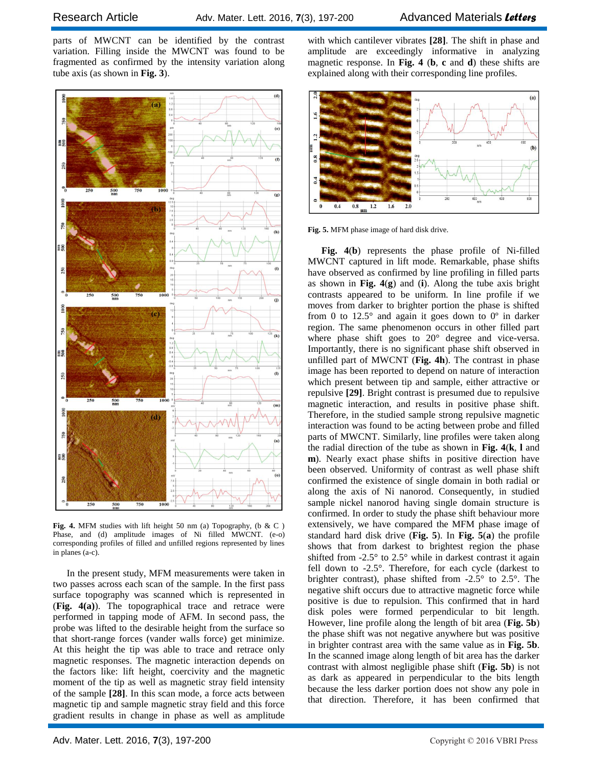parts of MWCNT can be identified by the contrast variation. Filling inside the MWCNT was found to be fragmented as confirmed by the intensity variation along tube axis (as shown in **Fig. 3**).

**Fig. 4.** MFM studies with lift height 50 nm (a) Topography, (b & C ) Phase, and (d) amplitude images of Ni filled MWCNT. (e-o) corresponding profiles of filled and unfilled regions represented by lines in planes (a-c).

In the present study, MFM measurements were taken in two passes across each scan of the sample. In the first pass surface topography was scanned which is represented in (**Fig. 4(a)**). The topographical trace and retrace were performed in tapping mode of AFM. In second pass, the probe was lifted to the desirable height from the surface so that short-range forces (vander walls force) get minimize. At this height the tip was able to trace and retrace only magnetic responses. The magnetic interaction depends on the factors like: lift height, coercivity and the magnetic moment of the tip as well as magnetic stray field intensity of the sample **[28]**. In this scan mode, a force acts between magnetic tip and sample magnetic stray field and this force gradient results in change in phase as well as amplitude with which cantilever vibrates **[28]**. The shift in phase and amplitude are exceedingly informative in analyzing magnetic response. In **Fig. 4** (**b**, **c** and **d**) these shifts are explained along with their corresponding line profiles.

**Fig. 5.** MFM phase image of hard disk drive.

**Fig. 4**(**b**) represents the phase profile of Ni-filled MWCNT captured in lift mode. Remarkable, phase shifts have observed as confirmed by line profiling in filled parts as shown in **Fig. 4**(**g**) and (**i**). Along the tube axis bright contrasts appeared to be uniform. In line profile if we moves from darker to brighter portion the phase is shifted from 0 to 12.5° and again it goes down to 0º in darker region. The same phenomenon occurs in other filled part where phase shift goes to 20° degree and vice-versa. Importantly, there is no significant phase shift observed in unfilled part of MWCNT (**Fig. 4h**). The contrast in phase image has been reported to depend on nature of interaction which present between tip and sample, either attractive or repulsive **[29]**. Bright contrast is presumed due to repulsive magnetic interaction, and results in positive phase shift. Therefore, in the studied sample strong repulsive magnetic interaction was found to be acting between probe and filled parts of MWCNT. Similarly, line profiles were taken along the radial direction of the tube as shown in **Fig. 4**(**k**, **l** and **m**). Nearly exact phase shifts in positive direction have been observed. Uniformity of contrast as well phase shift confirmed the existence of single domain in both radial or along the axis of Ni nanorod. Consequently, in studied sample nickel nanorod having single domain structure is confirmed. In order to study the phase shift behaviour more extensively, we have compared the MFM phase image of standard hard disk drive (**Fig. 5**). In **Fig. 5**(**a**) the profile shows that from darkest to brightest region the phase shifted from -2.5° to 2.5° while in darkest contrast it again fell down to -2.5°. Therefore, for each cycle (darkest to brighter contrast), phase shifted from -2.5° to 2.5°. The negative shift occurs due to attractive magnetic force while positive is due to repulsion. This confirmed that in hard disk poles were formed perpendicular to bit length. However, line profile along the length of bit area (**Fig. 5b**) the phase shift was not negative anywhere but was positive in brighter contrast area with the same value as in **Fig. 5b**. In the scanned image along length of bit area has the darker contrast with almost negligible phase shift (**Fig. 5b**) is not as dark as appeared in perpendicular to the bits length because the less darker portion does not show any pole in that direction. Therefore, it has been confirmed that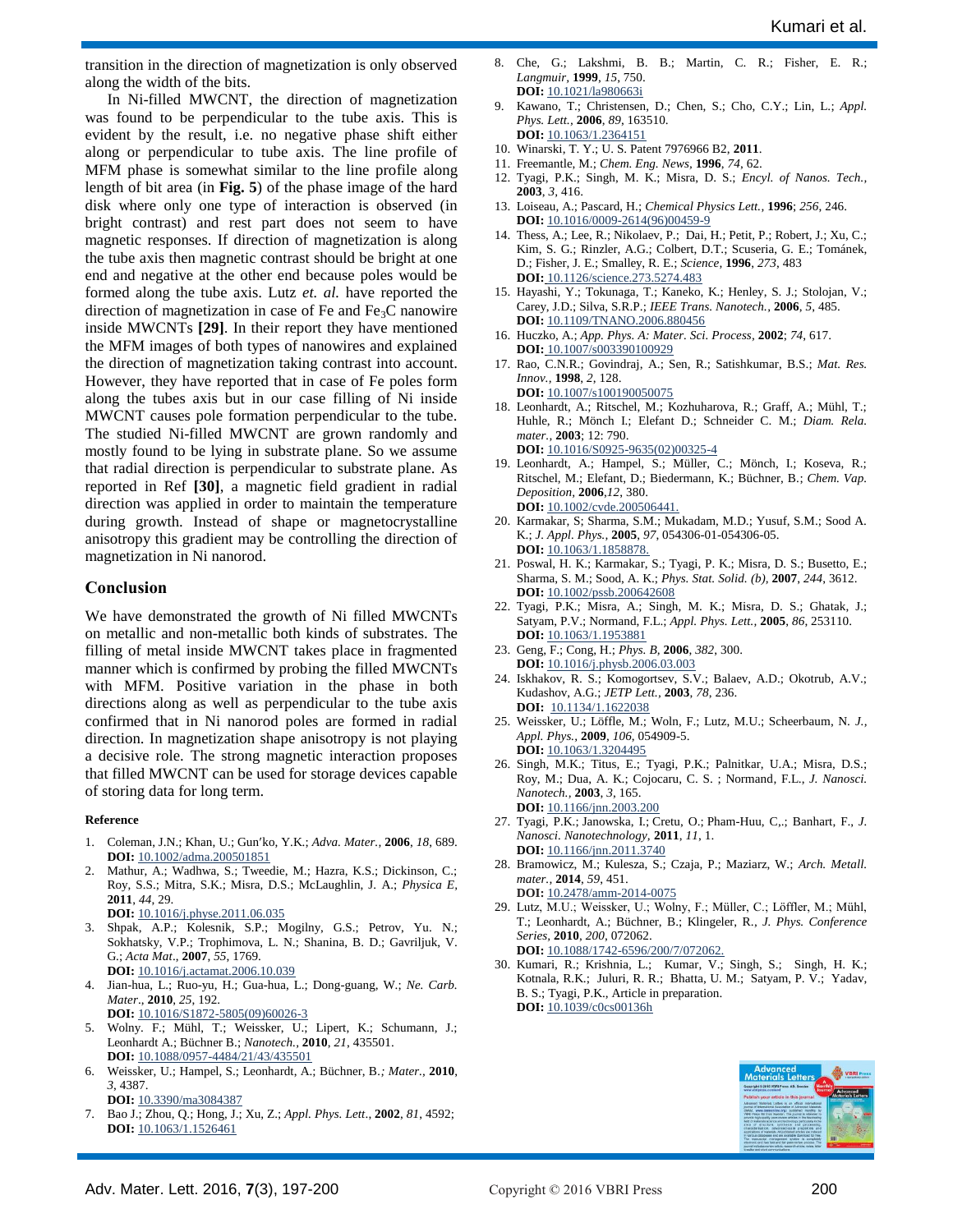transition in the direction of magnetization is only observed along the width of the bits.

In Ni-filled MWCNT, the direction of magnetization was found to be perpendicular to the tube axis. This is evident by the result, i.e. no negative phase shift either along or perpendicular to tube axis. The line profile of MFM phase is somewhat similar to the line profile along length of bit area (in **Fig. 5**) of the phase image of the hard disk where only one type of interaction is observed (in bright contrast) and rest part does not seem to have magnetic responses. If direction of magnetization is along the tube axis then magnetic contrast should be bright at one end and negative at the other end because poles would be formed along the tube axis. Lutz *et. al.* have reported the direction of magnetization in case of Fe and $Fe_3C$ nanowire inside MWCNTs **[29]**. In their report they have mentioned the MFM images of both types of nanowires and explained the direction of magnetization taking contrast into account. However, they have reported that in case of Fe poles form along the tubes axis but in our case filling of Ni inside MWCNT causes pole formation perpendicular to the tube. The studied Ni-filled MWCNT are grown randomly and mostly found to be lying in substrate plane. So we assume that radial direction is perpendicular to substrate plane. As reported in Ref **[30]**, a magnetic field gradient in radial direction was applied in order to maintain the temperature during growth. Instead of shape or magnetocrystalline anisotropy this gradient may be controlling the direction of magnetization in Ni nanorod.

## Conclusion

We have demonstrated the growth of Ni filled MWCNTs on metallic and non-metallic both kinds of substrates. The filling of metal inside MWCNT takes place in fragmented manner which is confirmed by probing the filled MWCNTs with MFM. Positive variation in the phase in both directions along as well as perpendicular to the tube axis confirmed that in Ni nanorod poles are formed in radial direction. In magnetization shape anisotropy is not playing a decisive role. The strong magnetic interaction proposes that filled MWCNT can be used for storage devices capable of storing data for long term.

### Reference

1. Coleman, J.N.; Khan, U.; Gun′ko, Y.K.; *Adva. Mater.*, **2006**, *18*, 689. **DOI:** 10.1002/adma.200501851
2. Mathur, A.; Wadhwa, S.; Tweedie, M.; Hazra, K.S.; Dickinson, C.; Roy, S.S.; Mitra, S.K.; Misra, D.S.; McLaughlin, J. A.; *Physica E*, **2011**, *44*, 29. **DOI:** 10.1016/j.physe.2011.06.035
3. Shpak, A.P.; Kolesnik, S.P.; Mogilny, G.S.; Petrov, Yu. N.; Sokhatsky, V.P.; Trophimova, L. N.; Shanina, B. D.; Gavriljuk, V. G.; *Acta Mat*., **2007**, *55*, 1769. **DOI:** 10.1016/j.actamat.2006.10.039
4. Jian-hua, L.; Ruo-yu, H.; Gua-hua, L.; Dong-guang, W.; *Ne. Carb. Mater*., **2010**, *25*, 192. **DOI:** 10.1016/S1872-5805(09)60026-3
5. Wolny. F.; Mühl, T.; Weissker, U.; Lipert, K.; Schumann, J.; Leonhardt A.; Büchner B.; *Nanotech.*, **2010**, *21*, 435501. **DOI:** 10.1088/0957-4484/21/43/435501
6. Weissker, U.; Hampel, S.; Leonhardt, A.; Büchner, B.*; Mater*., **2010**, *3*, 4387. **DOI:** 10.3390/ma3084387
7. Bao J.; Zhou, Q.; Hong, J.; Xu, Z.; *Appl. Phys. Lett*., **2002**, *81*, 4592; **DOI:** 10.1063/1.1526461
8. Che, G.; Lakshmi, B. B.; Martin, C. R.; Fisher, E. R.; *Langmuir*, **1999**, *15*, 750. **DOI:** 10.1021/la980663i
9. Kawano, T.; Christensen, D.; Chen, S.; Cho, C.Y.; Lin, L.; *Appl. Phys. Lett.*, **2006**, *89*, 163510. **DOI:** 10.1063/1.2364151
10. Winarski, T. Y.; U. S. Patent 7976966 B2, **2011**.
11. Freemantle, M.; *Chem. Eng. News*, **1996**, *74*, 62.
12. Tyagi, P.K.; Singh, M. K.; Misra, D. S.; *Encyl. of Nanos. Tech.*, **2003**, *3*, 416.
13. Loiseau, A.; Pascard, H.; *Chemical Physics Lett.*, **1996**; *256*, 246. **DOI:** 10.1016/0009-2614(96)00459-9
14. Thess, A.; Lee, R.; Nikolaev, P.; Dai, H.; Petit, P.; Robert, J.; Xu, C.; Kim, S. G.; Rinzler, A.G.; Colbert, D.T.; Scuseria, G. E.; Tománek, D.; Fisher, J. E.; Smalley, R. E.; *Science*, **1996**, *273*, 483 **DOI:** 10.1126/science.273.5274.483
15. Hayashi, Y.; Tokunaga, T.; Kaneko, K.; Henley, S. J.; Stolojan, V.; Carey, J.D.; Silva, S.R.P.; *IEEE Trans. Nanotech.*, **2006**, *5*, 485. **DOI:** 10.1109/TNANO.2006.880456
16. Huczko, A.; *App. Phys. A: Mater. Sci. Process*, **2002**; *74*, 617. **DOI:** 10.1007/s003390100929
17. Rao, C.N.R.; Govindraj, A.; Sen, R.; Satishkumar, B.S.; *Mat. Res. Innov.*, **1998**, *2*, 128. **DOI:** 10.1007/s100190050075
18. Leonhardt, A.; Ritschel, M.; Kozhuharova, R.; Graff, A.; Mühl, T.; Huhle, R.; Mönch I.; Elefant D.; Schneider C. M.; *Diam. Rela. mater.*, **2003**; 12: 790. **DOI:** 10.1016/S0925-9635(02)00325-4
19. Leonhardt, A.; Hampel, S.; Müller, C.; Mönch, I.; Koseva, R.; Ritschel, M.; Elefant, D.; Biedermann, K.; Büchner, B.; *Chem. Vap. Deposition*, **2006**,*12*, 380. **DOI:** 10.1002/cvde.200506441.
20. Karmakar, S; Sharma, S.M.; Mukadam, M.D.; Yusuf, S.M.; Sood A. K.; *J. Appl. Phys.*, **2005**, *97*, 054306-01-054306-05. **DOI:** 10.1063/1.1858878.
21. Poswal, H. K.; Karmakar, S.; Tyagi, P. K.; Misra, D. S.; Busetto, E.; Sharma, S. M.; Sood, A. K.; *Phys. Stat. Solid. (b)*, **2007**, *244*, 3612. **DOI:** 10.1002/pssb.200642608
22. Tyagi, P.K.; Misra, A.; Singh, M. K.; Misra, D. S.; Ghatak, J.; Satyam, P.V.; Normand, F.L.; *Appl. Phys. Lett.*, **2005**, *86*, 253110. **DOI:** 10.1063/1.1953881
23. Geng, F.; Cong, H.; *Phys. B*, **2006**, *382*, 300. **DOI:** 10.1016/j.physb.2006.03.003
24. Iskhakov, R. S.; Komogortsev, S.V.; Balaev, A.D.; Okotrub, A.V.; Kudashov, A.G.; *JETP Lett.*, **2003**, *78*, 236. **DOI:** 10.1134/1.1622038
25. Weissker, U.; Löffle, M.; Woln, F.; Lutz, M.U.; Scheerbaum, N. *J., Appl. Phys.*, **2009**, *106*, 054909-5. **DOI:** 10.1063/1.3204495
26. Singh, M.K.; Titus, E.; Tyagi, P.K.; Palnitkar, U.A.; Misra, D.S.; Roy, M.; Dua, A. K.; Cojocaru, C. S. ; Normand, F.L., *J. Nanosci. Nanotech.*, **2003**, *3*, 165. **DOI:** 10.1166/jnn.2003.200
27. Tyagi, P.K.; Janowska, I.; Cretu, O.; Pham-Huu, C,.; Banhart, F., *J. Nanosci. Nanotechnology*, **2011**, *11*, 1. **DOI:** 10.1166/jnn.2011.3740
28. Bramowicz, M.; Kulesza, S.; Czaja, P.; Maziarz, W.; *Arch. Metall. mater.*, **2014**, *59*, 451. **DOI:** 10.2478/amm-2014-0075
29. Lutz, M.U.; Weissker, U.; Wolny, F.; Müller, C.; Löffler, M.; Mühl, T.; Leonhardt, A.; Büchner, B.; Klingeler, R., *J. Phys. Conference Series*, **2010**, *200*, 072062. **DOI:** 10.1088/1742-6596/200/7/072062.
30. Kumari, R.; Krishnia, L.; Kumar, V.; Singh, S.; Singh, H. K.; Kotnala, R.K.; Juluri, R. R.; Bhatta, U. M.; Satyam, P. V.; Yadav, B. S.; Tyagi, P.K., Article in preparation. **DOI:** 10.1039/c0cs00136h